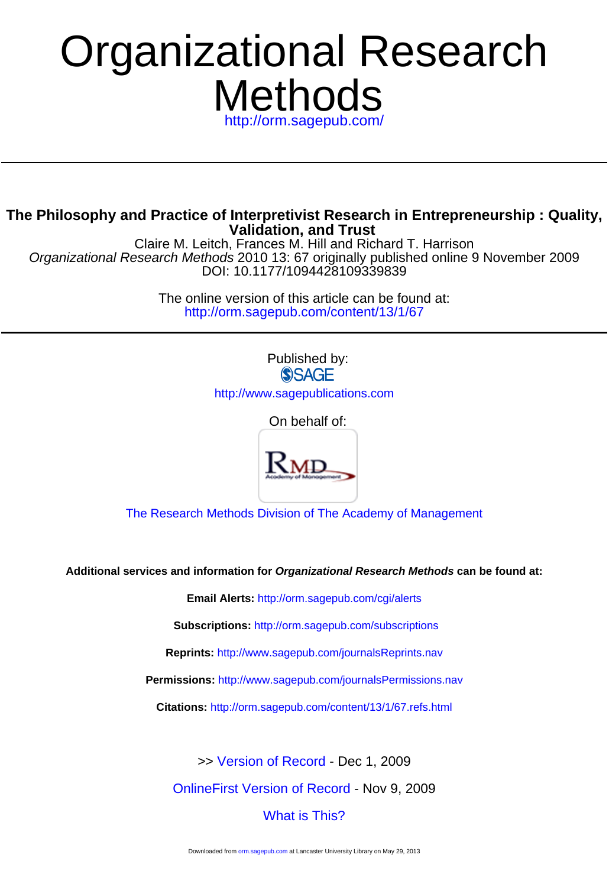# Organizational Research Methods

http://orm.sagepub.com/

---

## The Philosophy and Practice of Interpretivist Research in Entrepreneurship : Quality, Validation, and Trust

Claire M. Leitch, Frances M. Hill and Richard T. Harrison

*Organizational Research Methods* 2010 13: 67 originally published online 9 November 2009

DOI: 10.1177/1094428109339839

The online version of this article can be found at:
http://orm.sagepub.com/content/13/1/67

---

Published by:

SAGE

http://www.sagepublications.com

On behalf of:

RMD Academy of Management

The Research Methods Division of The Academy of Management

**Additional services and information for *Organizational Research Methods* can be found at:**

**Email Alerts:** http://orm.sagepub.com/cgi/alerts

**Subscriptions:** http://orm.sagepub.com/subscriptions

**Reprints:** http://www.sagepub.com/journalsReprints.nav

**Permissions:** http://www.sagepub.com/journalsPermissions.nav

**Citations:** http://orm.sagepub.com/content/13/1/67.refs.html

>> Version of Record - Dec 1, 2009

OnlineFirst Version of Record - Nov 9, 2009

What is This?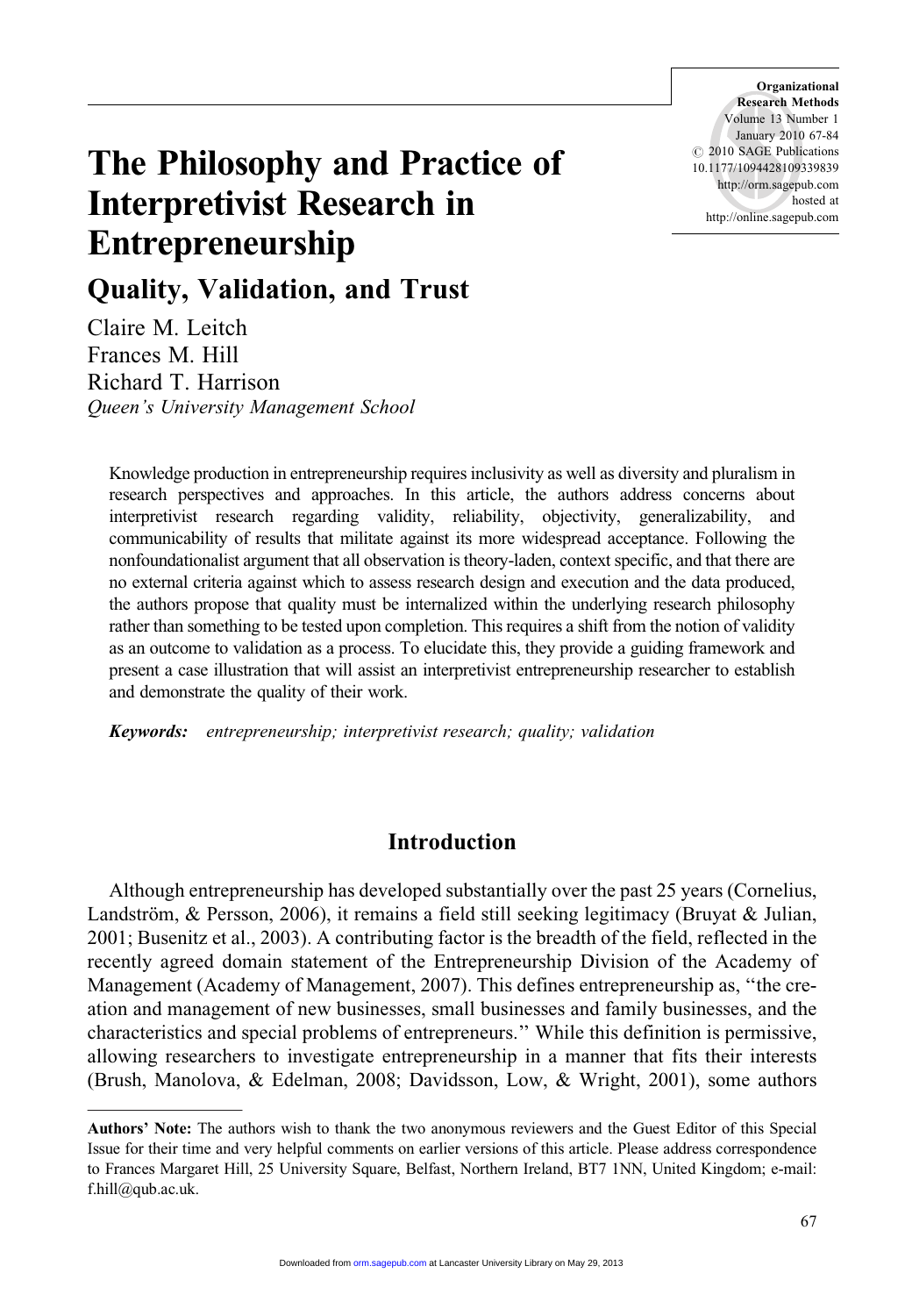# The Philosophy and Practice of Interpretivist Research in Entrepreneurship

## Quality, Validation, and Trust

Claire M. Leitch
Frances M. Hill
Richard T. Harrison
*Queen's University Management School*

Knowledge production in entrepreneurship requires inclusivity as well as diversity and pluralism in research perspectives and approaches. In this article, the authors address concerns about interpretivist research regarding validity, reliability, objectivity, generalizability, and communicability of results that militate against its more widespread acceptance. Following the nonfoundationalist argument that all observation is theory-laden, context specific, and that there are no external criteria against which to assess research design and execution and the data produced, the authors propose that quality must be internalized within the underlying research philosophy rather than something to be tested upon completion. This requires a shift from the notion of validity as an outcome to validation as a process. To elucidate this, they provide a guiding framework and present a case illustration that will assist an interpretivist entrepreneurship researcher to establish and demonstrate the quality of their work.

***Keywords:*** *entrepreneurship; interpretivist research; quality; validation*

## Introduction

Although entrepreneurship has developed substantially over the past 25 years (Cornelius, Landström, & Persson, 2006), it remains a field still seeking legitimacy (Bruyat & Julian, 2001; Busenitz et al., 2003). A contributing factor is the breadth of the field, reflected in the recently agreed domain statement of the Entrepreneurship Division of the Academy of Management (Academy of Management, 2007). This defines entrepreneurship as, "the creation and management of new businesses, small businesses and family businesses, and the characteristics and special problems of entrepreneurs." While this definition is permissive, allowing researchers to investigate entrepreneurship in a manner that fits their interests (Brush, Manolova, & Edelman, 2008; Davidsson, Low, & Wright, 2001), some authors

**Authors' Note:** The authors wish to thank the two anonymous reviewers and the Guest Editor of this Special Issue for their time and very helpful comments on earlier versions of this article. Please address correspondence to Frances Margaret Hill, 25 University Square, Belfast, Northern Ireland, BT7 1NN, United Kingdom; e-mail: f.hill@qub.ac.uk.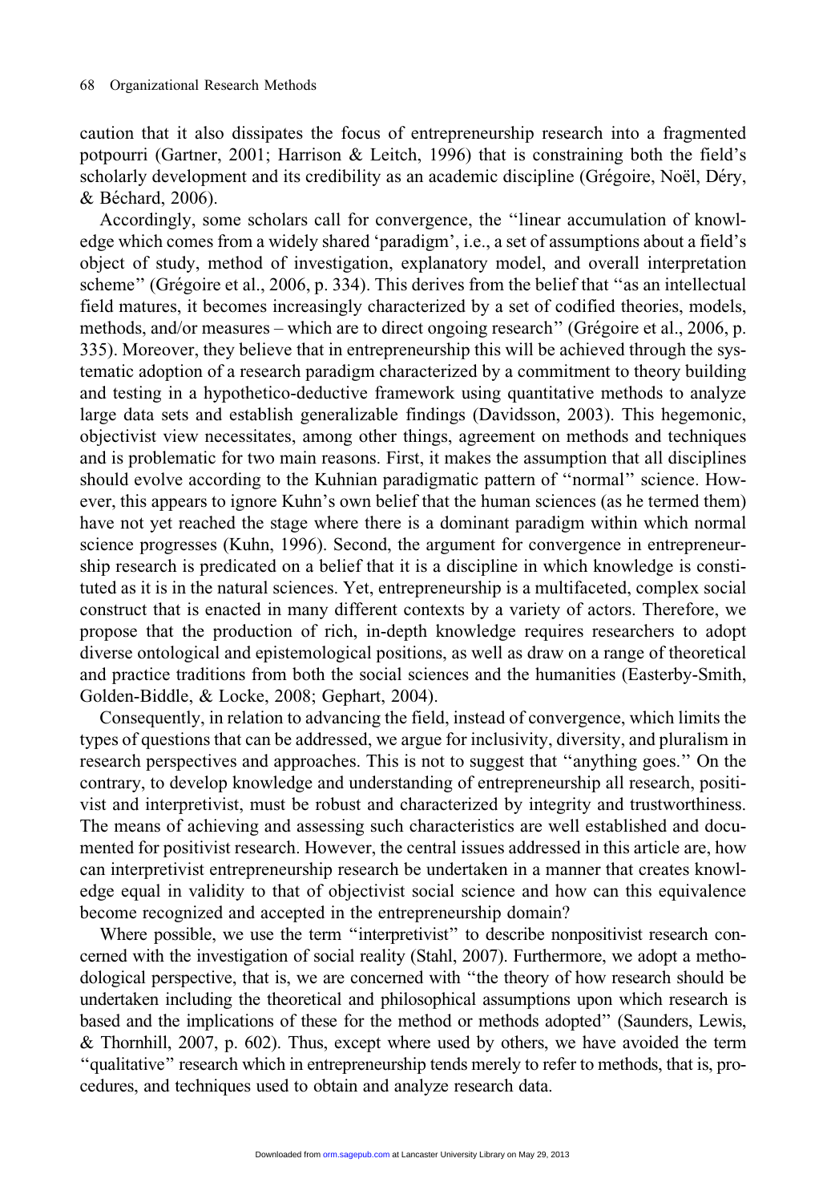caution that it also dissipates the focus of entrepreneurship research into a fragmented potpourri (Gartner, 2001; Harrison & Leitch, 1996) that is constraining both the field's scholarly development and its credibility as an academic discipline (Grégoire, Noël, Déry, & Béchard, 2006).

Accordingly, some scholars call for convergence, the ''linear accumulation of knowledge which comes from a widely shared 'paradigm', i.e., a set of assumptions about a field's object of study, method of investigation, explanatory model, and overall interpretation scheme'' (Grégoire et al., 2006, p. 334). This derives from the belief that ''as an intellectual field matures, it becomes increasingly characterized by a set of codified theories, models, methods, and/or measures – which are to direct ongoing research'' (Grégoire et al., 2006, p. 335). Moreover, they believe that in entrepreneurship this will be achieved through the systematic adoption of a research paradigm characterized by a commitment to theory building and testing in a hypothetico-deductive framework using quantitative methods to analyze large data sets and establish generalizable findings (Davidsson, 2003). This hegemonic, objectivist view necessitates, among other things, agreement on methods and techniques and is problematic for two main reasons. First, it makes the assumption that all disciplines should evolve according to the Kuhnian paradigmatic pattern of ''normal'' science. However, this appears to ignore Kuhn's own belief that the human sciences (as he termed them) have not yet reached the stage where there is a dominant paradigm within which normal science progresses (Kuhn, 1996). Second, the argument for convergence in entrepreneurship research is predicated on a belief that it is a discipline in which knowledge is constituted as it is in the natural sciences. Yet, entrepreneurship is a multifaceted, complex social construct that is enacted in many different contexts by a variety of actors. Therefore, we propose that the production of rich, in-depth knowledge requires researchers to adopt diverse ontological and epistemological positions, as well as draw on a range of theoretical and practice traditions from both the social sciences and the humanities (Easterby-Smith, Golden-Biddle, & Locke, 2008; Gephart, 2004).

Consequently, in relation to advancing the field, instead of convergence, which limits the types of questions that can be addressed, we argue for inclusivity, diversity, and pluralism in research perspectives and approaches. This is not to suggest that ''anything goes.'' On the contrary, to develop knowledge and understanding of entrepreneurship all research, positivist and interpretivist, must be robust and characterized by integrity and trustworthiness. The means of achieving and assessing such characteristics are well established and documented for positivist research. However, the central issues addressed in this article are, how can interpretivist entrepreneurship research be undertaken in a manner that creates knowledge equal in validity to that of objectivist social science and how can this equivalence become recognized and accepted in the entrepreneurship domain?

Where possible, we use the term ''interpretivist'' to describe nonpositivist research concerned with the investigation of social reality (Stahl, 2007). Furthermore, we adopt a methodological perspective, that is, we are concerned with ''the theory of how research should be undertaken including the theoretical and philosophical assumptions upon which research is based and the implications of these for the method or methods adopted'' (Saunders, Lewis, & Thornhill, 2007, p. 602). Thus, except where used by others, we have avoided the term ''qualitative'' research which in entrepreneurship tends merely to refer to methods, that is, procedures, and techniques used to obtain and analyze research data.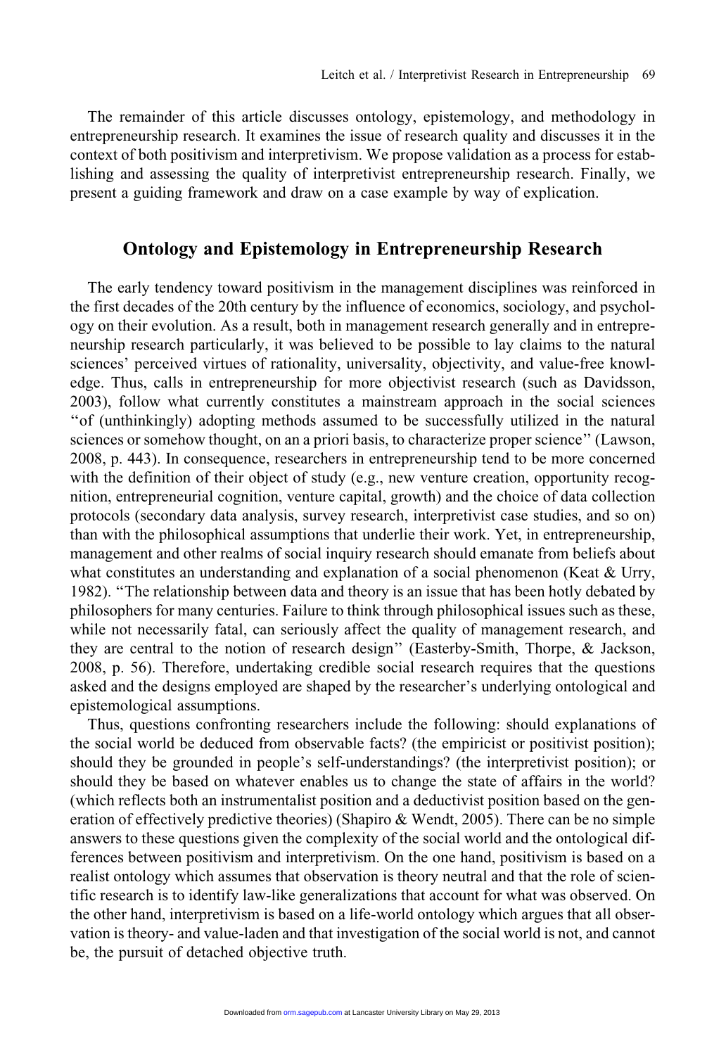The remainder of this article discusses ontology, epistemology, and methodology in entrepreneurship research. It examines the issue of research quality and discusses it in the context of both positivism and interpretivism. We propose validation as a process for establishing and assessing the quality of interpretivist entrepreneurship research. Finally, we present a guiding framework and draw on a case example by way of explication.

## Ontology and Epistemology in Entrepreneurship Research

The early tendency toward positivism in the management disciplines was reinforced in the first decades of the 20th century by the influence of economics, sociology, and psychology on their evolution. As a result, both in management research generally and in entrepreneurship research particularly, it was believed to be possible to lay claims to the natural sciences' perceived virtues of rationality, universality, objectivity, and value-free knowledge. Thus, calls in entrepreneurship for more objectivist research (such as Davidsson, 2003), follow what currently constitutes a mainstream approach in the social sciences ''of (unthinkingly) adopting methods assumed to be successfully utilized in the natural sciences or somehow thought, on an a priori basis, to characterize proper science'' (Lawson, 2008, p. 443). In consequence, researchers in entrepreneurship tend to be more concerned with the definition of their object of study (e.g., new venture creation, opportunity recognition, entrepreneurial cognition, venture capital, growth) and the choice of data collection protocols (secondary data analysis, survey research, interpretivist case studies, and so on) than with the philosophical assumptions that underlie their work. Yet, in entrepreneurship, management and other realms of social inquiry research should emanate from beliefs about what constitutes an understanding and explanation of a social phenomenon (Keat & Urry, 1982). ''The relationship between data and theory is an issue that has been hotly debated by philosophers for many centuries. Failure to think through philosophical issues such as these, while not necessarily fatal, can seriously affect the quality of management research, and they are central to the notion of research design'' (Easterby-Smith, Thorpe, & Jackson, 2008, p. 56). Therefore, undertaking credible social research requires that the questions asked and the designs employed are shaped by the researcher's underlying ontological and epistemological assumptions.

Thus, questions confronting researchers include the following: should explanations of the social world be deduced from observable facts? (the empiricist or positivist position); should they be grounded in people's self-understandings? (the interpretivist position); or should they be based on whatever enables us to change the state of affairs in the world? (which reflects both an instrumentalist position and a deductivist position based on the generation of effectively predictive theories) (Shapiro & Wendt, 2005). There can be no simple answers to these questions given the complexity of the social world and the ontological differences between positivism and interpretivism. On the one hand, positivism is based on a realist ontology which assumes that observation is theory neutral and that the role of scientific research is to identify law-like generalizations that account for what was observed. On the other hand, interpretivism is based on a life-world ontology which argues that all observation is theory- and value-laden and that investigation of the social world is not, and cannot be, the pursuit of detached objective truth.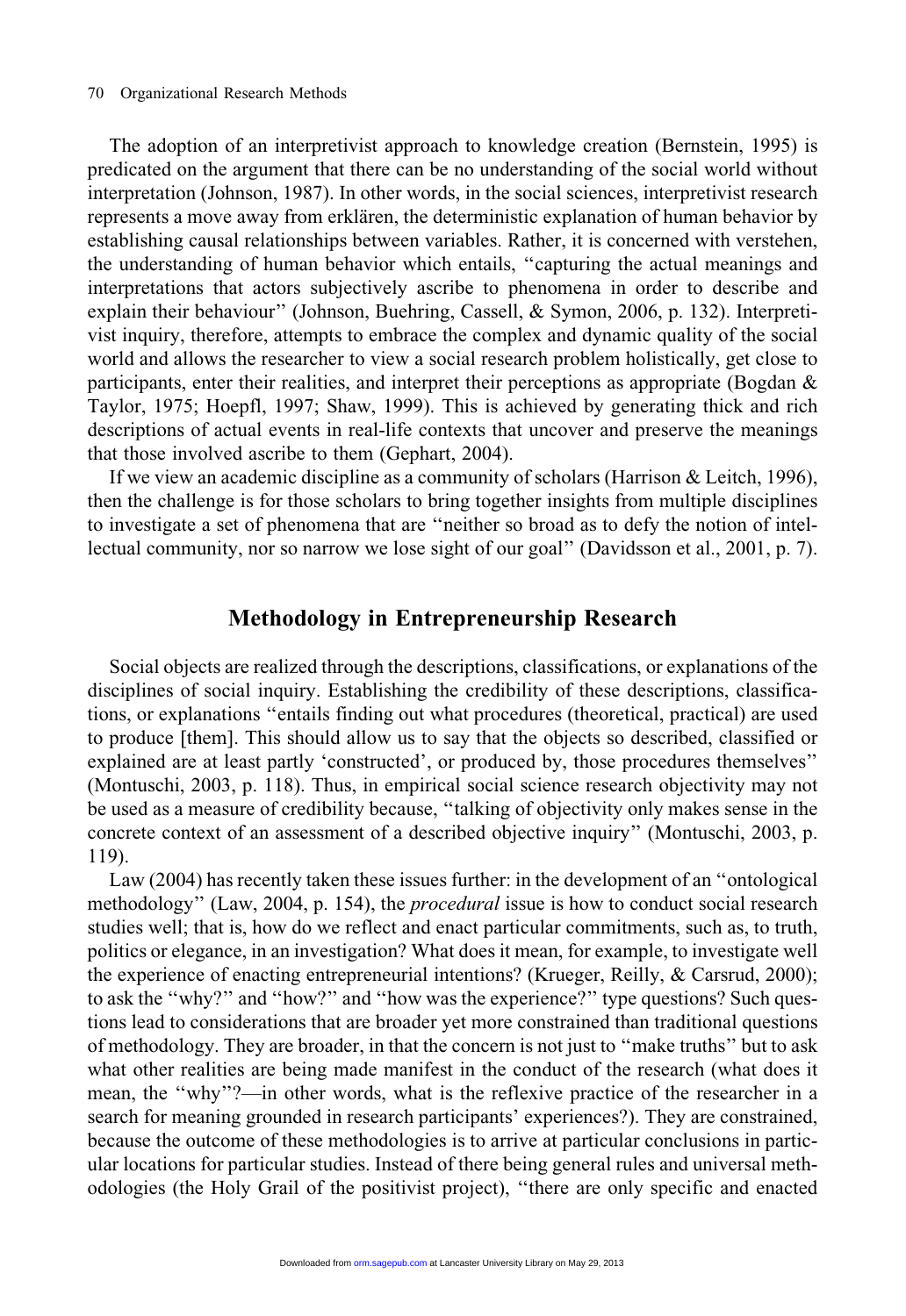The adoption of an interpretivist approach to knowledge creation (Bernstein, 1995) is predicated on the argument that there can be no understanding of the social world without interpretation (Johnson, 1987). In other words, in the social sciences, interpretivist research represents a move away from erklären, the deterministic explanation of human behavior by establishing causal relationships between variables. Rather, it is concerned with verstehen, the understanding of human behavior which entails, ''capturing the actual meanings and interpretations that actors subjectively ascribe to phenomena in order to describe and explain their behaviour'' (Johnson, Buehring, Cassell, & Symon, 2006, p. 132). Interpretivist inquiry, therefore, attempts to embrace the complex and dynamic quality of the social world and allows the researcher to view a social research problem holistically, get close to participants, enter their realities, and interpret their perceptions as appropriate (Bogdan & Taylor, 1975; Hoepfl, 1997; Shaw, 1999). This is achieved by generating thick and rich descriptions of actual events in real-life contexts that uncover and preserve the meanings that those involved ascribe to them (Gephart, 2004).

If we view an academic discipline as a community of scholars (Harrison & Leitch, 1996), then the challenge is for those scholars to bring together insights from multiple disciplines to investigate a set of phenomena that are ''neither so broad as to defy the notion of intellectual community, nor so narrow we lose sight of our goal'' (Davidsson et al., 2001, p. 7).

## Methodology in Entrepreneurship Research

Social objects are realized through the descriptions, classifications, or explanations of the disciplines of social inquiry. Establishing the credibility of these descriptions, classifications, or explanations ''entails finding out what procedures (theoretical, practical) are used to produce [them]. This should allow us to say that the objects so described, classified or explained are at least partly 'constructed', or produced by, those procedures themselves'' (Montuschi, 2003, p. 118). Thus, in empirical social science research objectivity may not be used as a measure of credibility because, ''talking of objectivity only makes sense in the concrete context of an assessment of a described objective inquiry'' (Montuschi, 2003, p. 119).

Law (2004) has recently taken these issues further: in the development of an ''ontological methodology'' (Law, 2004, p. 154), the *procedural* issue is how to conduct social research studies well; that is, how do we reflect and enact particular commitments, such as, to truth, politics or elegance, in an investigation? What does it mean, for example, to investigate well the experience of enacting entrepreneurial intentions? (Krueger, Reilly, & Carsrud, 2000); to ask the ''why?'' and ''how?'' and ''how was the experience?'' type questions? Such questions lead to considerations that are broader yet more constrained than traditional questions of methodology. They are broader, in that the concern is not just to ''make truths'' but to ask what other realities are being made manifest in the conduct of the research (what does it mean, the ''why''?—in other words, what is the reflexive practice of the researcher in a search for meaning grounded in research participants' experiences?). They are constrained, because the outcome of these methodologies is to arrive at particular conclusions in particular locations for particular studies. Instead of there being general rules and universal methodologies (the Holy Grail of the positivist project), ''there are only specific and enacted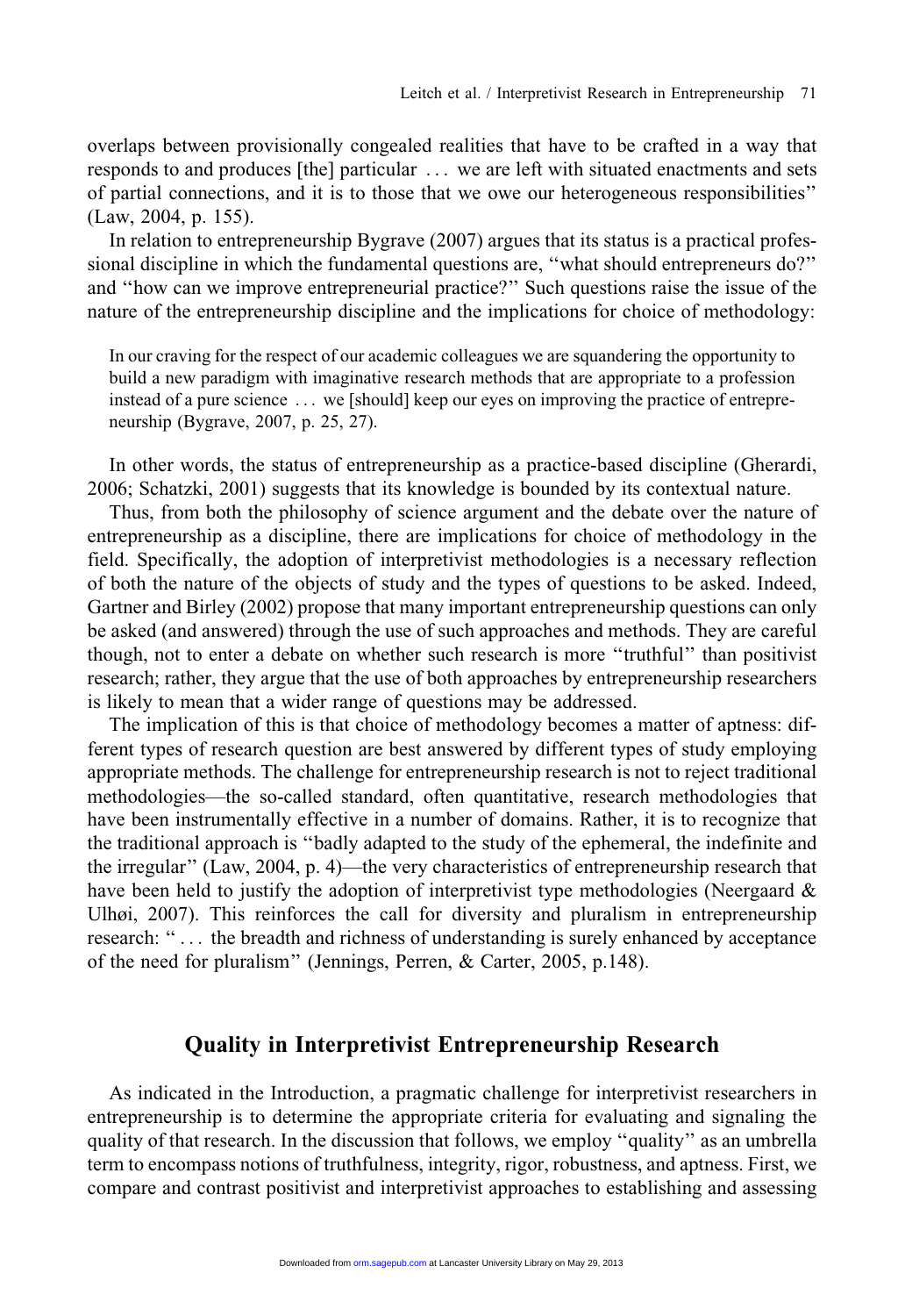overlaps between provisionally congealed realities that have to be crafted in a way that responds to and produces [the] particular ... we are left with situated enactments and sets of partial connections, and it is to those that we owe our heterogeneous responsibilities'' (Law, 2004, p. 155).

In relation to entrepreneurship Bygrave (2007) argues that its status is a practical professional discipline in which the fundamental questions are, ''what should entrepreneurs do?'' and ''how can we improve entrepreneurial practice?'' Such questions raise the issue of the nature of the entrepreneurship discipline and the implications for choice of methodology:

> In our craving for the respect of our academic colleagues we are squandering the opportunity to build a new paradigm with imaginative research methods that are appropriate to a profession instead of a pure science ... we [should] keep our eyes on improving the practice of entrepreneurship (Bygrave, 2007, p. 25, 27).

In other words, the status of entrepreneurship as a practice-based discipline (Gherardi, 2006; Schatzki, 2001) suggests that its knowledge is bounded by its contextual nature.

Thus, from both the philosophy of science argument and the debate over the nature of entrepreneurship as a discipline, there are implications for choice of methodology in the field. Specifically, the adoption of interpretivist methodologies is a necessary reflection of both the nature of the objects of study and the types of questions to be asked. Indeed, Gartner and Birley (2002) propose that many important entrepreneurship questions can only be asked (and answered) through the use of such approaches and methods. They are careful though, not to enter a debate on whether such research is more ''truthful'' than positivist research; rather, they argue that the use of both approaches by entrepreneurship researchers is likely to mean that a wider range of questions may be addressed.

The implication of this is that choice of methodology becomes a matter of aptness: different types of research question are best answered by different types of study employing appropriate methods. The challenge for entrepreneurship research is not to reject traditional methodologies—the so-called standard, often quantitative, research methodologies that have been instrumentally effective in a number of domains. Rather, it is to recognize that the traditional approach is ''badly adapted to the study of the ephemeral, the indefinite and the irregular'' (Law, 2004, p. 4)—the very characteristics of entrepreneurship research that have been held to justify the adoption of interpretivist type methodologies (Neergaard & Ulhøi, 2007). This reinforces the call for diversity and pluralism in entrepreneurship research: '' ... the breadth and richness of understanding is surely enhanced by acceptance of the need for pluralism'' (Jennings, Perren, & Carter, 2005, p.148).

## Quality in Interpretivist Entrepreneurship Research

As indicated in the Introduction, a pragmatic challenge for interpretivist researchers in entrepreneurship is to determine the appropriate criteria for evaluating and signaling the quality of that research. In the discussion that follows, we employ ''quality'' as an umbrella term to encompass notions of truthfulness, integrity, rigor, robustness, and aptness. First, we compare and contrast positivist and interpretivist approaches to establishing and assessing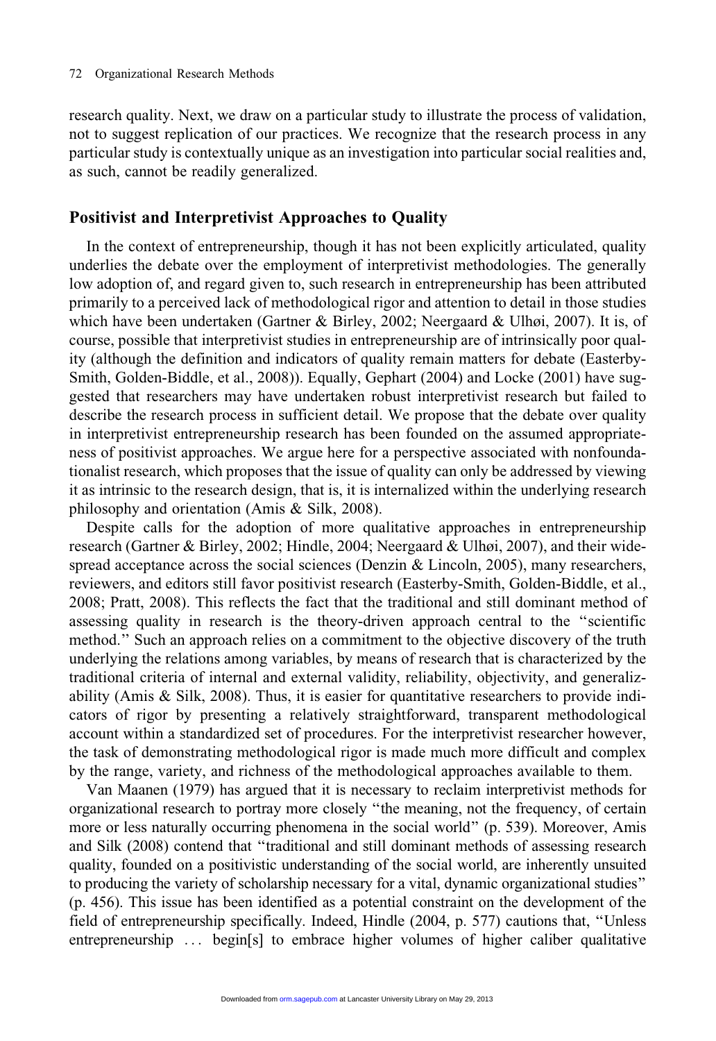research quality. Next, we draw on a particular study to illustrate the process of validation, not to suggest replication of our practices. We recognize that the research process in any particular study is contextually unique as an investigation into particular social realities and, as such, cannot be readily generalized.

## Positivist and Interpretivist Approaches to Quality

In the context of entrepreneurship, though it has not been explicitly articulated, quality underlies the debate over the employment of interpretivist methodologies. The generally low adoption of, and regard given to, such research in entrepreneurship has been attributed primarily to a perceived lack of methodological rigor and attention to detail in those studies which have been undertaken (Gartner & Birley, 2002; Neergaard & Ulhøi, 2007). It is, of course, possible that interpretivist studies in entrepreneurship are of intrinsically poor quality (although the definition and indicators of quality remain matters for debate (Easterby-Smith, Golden-Biddle, et al., 2008)). Equally, Gephart (2004) and Locke (2001) have suggested that researchers may have undertaken robust interpretivist research but failed to describe the research process in sufficient detail. We propose that the debate over quality in interpretivist entrepreneurship research has been founded on the assumed appropriateness of positivist approaches. We argue here for a perspective associated with nonfoundationalist research, which proposes that the issue of quality can only be addressed by viewing it as intrinsic to the research design, that is, it is internalized within the underlying research philosophy and orientation (Amis & Silk, 2008).

Despite calls for the adoption of more qualitative approaches in entrepreneurship research (Gartner & Birley, 2002; Hindle, 2004; Neergaard & Ulhøi, 2007), and their widespread acceptance across the social sciences (Denzin & Lincoln, 2005), many researchers, reviewers, and editors still favor positivist research (Easterby-Smith, Golden-Biddle, et al., 2008; Pratt, 2008). This reflects the fact that the traditional and still dominant method of assessing quality in research is the theory-driven approach central to the "scientific method." Such an approach relies on a commitment to the objective discovery of the truth underlying the relations among variables, by means of research that is characterized by the traditional criteria of internal and external validity, reliability, objectivity, and generalizability (Amis & Silk, 2008). Thus, it is easier for quantitative researchers to provide indicators of rigor by presenting a relatively straightforward, transparent methodological account within a standardized set of procedures. For the interpretivist researcher however, the task of demonstrating methodological rigor is made much more difficult and complex by the range, variety, and richness of the methodological approaches available to them.

Van Maanen (1979) has argued that it is necessary to reclaim interpretivist methods for organizational research to portray more closely "the meaning, not the frequency, of certain more or less naturally occurring phenomena in the social world" (p. 539). Moreover, Amis and Silk (2008) contend that "traditional and still dominant methods of assessing research quality, founded on a positivistic understanding of the social world, are inherently unsuited to producing the variety of scholarship necessary for a vital, dynamic organizational studies" (p. 456). This issue has been identified as a potential constraint on the development of the field of entrepreneurship specifically. Indeed, Hindle (2004, p. 577) cautions that, "Unless entrepreneurship ... begin[s] to embrace higher volumes of higher caliber qualitative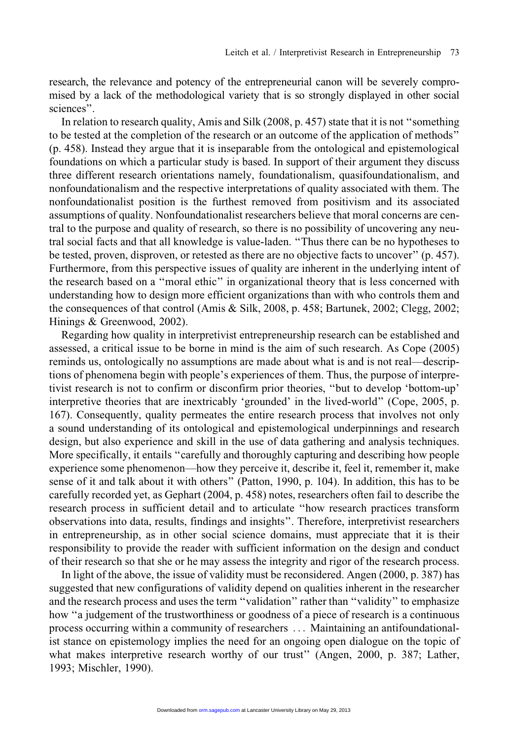research, the relevance and potency of the entrepreneurial canon will be severely compromised by a lack of the methodological variety that is so strongly displayed in other social sciences''.

In relation to research quality, Amis and Silk (2008, p. 457) state that it is not ''something to be tested at the completion of the research or an outcome of the application of methods'' (p. 458). Instead they argue that it is inseparable from the ontological and epistemological foundations on which a particular study is based. In support of their argument they discuss three different research orientations namely, foundationalism, quasifoundationalism, and nonfoundationalism and the respective interpretations of quality associated with them. The nonfoundationalist position is the furthest removed from positivism and its associated assumptions of quality. Nonfoundationalist researchers believe that moral concerns are central to the purpose and quality of research, so there is no possibility of uncovering any neutral social facts and that all knowledge is value-laden. ''Thus there can be no hypotheses to be tested, proven, disproven, or retested as there are no objective facts to uncover'' (p. 457). Furthermore, from this perspective issues of quality are inherent in the underlying intent of the research based on a ''moral ethic'' in organizational theory that is less concerned with understanding how to design more efficient organizations than with who controls them and the consequences of that control (Amis & Silk, 2008, p. 458; Bartunek, 2002; Clegg, 2002; Hinings & Greenwood, 2002).

Regarding how quality in interpretivist entrepreneurship research can be established and assessed, a critical issue to be borne in mind is the aim of such research. As Cope (2005) reminds us, ontologically no assumptions are made about what is and is not real—descriptions of phenomena begin with people's experiences of them. Thus, the purpose of interpretivist research is not to confirm or disconfirm prior theories, ''but to develop 'bottom-up' interpretive theories that are inextricably 'grounded' in the lived-world'' (Cope, 2005, p. 167). Consequently, quality permeates the entire research process that involves not only a sound understanding of its ontological and epistemological underpinnings and research design, but also experience and skill in the use of data gathering and analysis techniques. More specifically, it entails ''carefully and thoroughly capturing and describing how people experience some phenomenon—how they perceive it, describe it, feel it, remember it, make sense of it and talk about it with others'' (Patton, 1990, p. 104). In addition, this has to be carefully recorded yet, as Gephart (2004, p. 458) notes, researchers often fail to describe the research process in sufficient detail and to articulate ''how research practices transform observations into data, results, findings and insights''. Therefore, interpretivist researchers in entrepreneurship, as in other social science domains, must appreciate that it is their responsibility to provide the reader with sufficient information on the design and conduct of their research so that she or he may assess the integrity and rigor of the research process.

In light of the above, the issue of validity must be reconsidered. Angen (2000, p. 387) has suggested that new configurations of validity depend on qualities inherent in the researcher and the research process and uses the term ''validation'' rather than ''validity'' to emphasize how ''a judgement of the trustworthiness or goodness of a piece of research is a continuous process occurring within a community of researchers . . . Maintaining an antifoundationalist stance on epistemology implies the need for an ongoing open dialogue on the topic of what makes interpretive research worthy of our trust'' (Angen, 2000, p. 387; Lather, 1993; Mischler, 1990).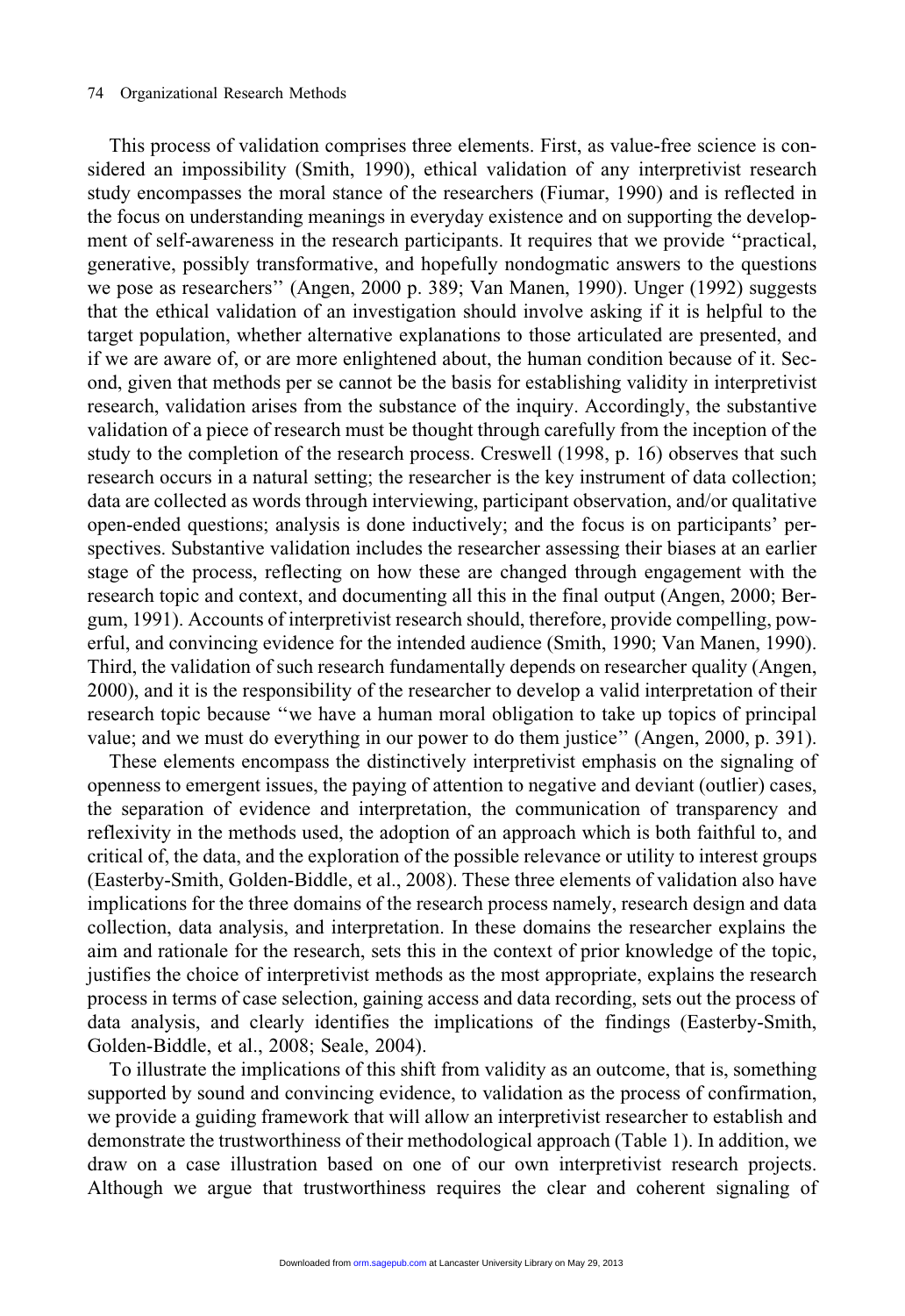This process of validation comprises three elements. First, as value-free science is considered an impossibility (Smith, 1990), ethical validation of any interpretivist research study encompasses the moral stance of the researchers (Fiumar, 1990) and is reflected in the focus on understanding meanings in everyday existence and on supporting the development of self-awareness in the research participants. It requires that we provide ''practical, generative, possibly transformative, and hopefully nondogmatic answers to the questions we pose as researchers'' (Angen, 2000 p. 389; Van Manen, 1990). Unger (1992) suggests that the ethical validation of an investigation should involve asking if it is helpful to the target population, whether alternative explanations to those articulated are presented, and if we are aware of, or are more enlightened about, the human condition because of it. Second, given that methods per se cannot be the basis for establishing validity in interpretivist research, validation arises from the substance of the inquiry. Accordingly, the substantive validation of a piece of research must be thought through carefully from the inception of the study to the completion of the research process. Creswell (1998, p. 16) observes that such research occurs in a natural setting; the researcher is the key instrument of data collection; data are collected as words through interviewing, participant observation, and/or qualitative open-ended questions; analysis is done inductively; and the focus is on participants' perspectives. Substantive validation includes the researcher assessing their biases at an earlier stage of the process, reflecting on how these are changed through engagement with the research topic and context, and documenting all this in the final output (Angen, 2000; Bergum, 1991). Accounts of interpretivist research should, therefore, provide compelling, powerful, and convincing evidence for the intended audience (Smith, 1990; Van Manen, 1990). Third, the validation of such research fundamentally depends on researcher quality (Angen, 2000), and it is the responsibility of the researcher to develop a valid interpretation of their research topic because ''we have a human moral obligation to take up topics of principal value; and we must do everything in our power to do them justice'' (Angen, 2000, p. 391).

These elements encompass the distinctively interpretivist emphasis on the signaling of openness to emergent issues, the paying of attention to negative and deviant (outlier) cases, the separation of evidence and interpretation, the communication of transparency and reflexivity in the methods used, the adoption of an approach which is both faithful to, and critical of, the data, and the exploration of the possible relevance or utility to interest groups (Easterby-Smith, Golden-Biddle, et al., 2008). These three elements of validation also have implications for the three domains of the research process namely, research design and data collection, data analysis, and interpretation. In these domains the researcher explains the aim and rationale for the research, sets this in the context of prior knowledge of the topic, justifies the choice of interpretivist methods as the most appropriate, explains the research process in terms of case selection, gaining access and data recording, sets out the process of data analysis, and clearly identifies the implications of the findings (Easterby-Smith, Golden-Biddle, et al., 2008; Seale, 2004).

To illustrate the implications of this shift from validity as an outcome, that is, something supported by sound and convincing evidence, to validation as the process of confirmation, we provide a guiding framework that will allow an interpretivist researcher to establish and demonstrate the trustworthiness of their methodological approach (Table 1). In addition, we draw on a case illustration based on one of our own interpretivist research projects. Although we argue that trustworthiness requires the clear and coherent signaling of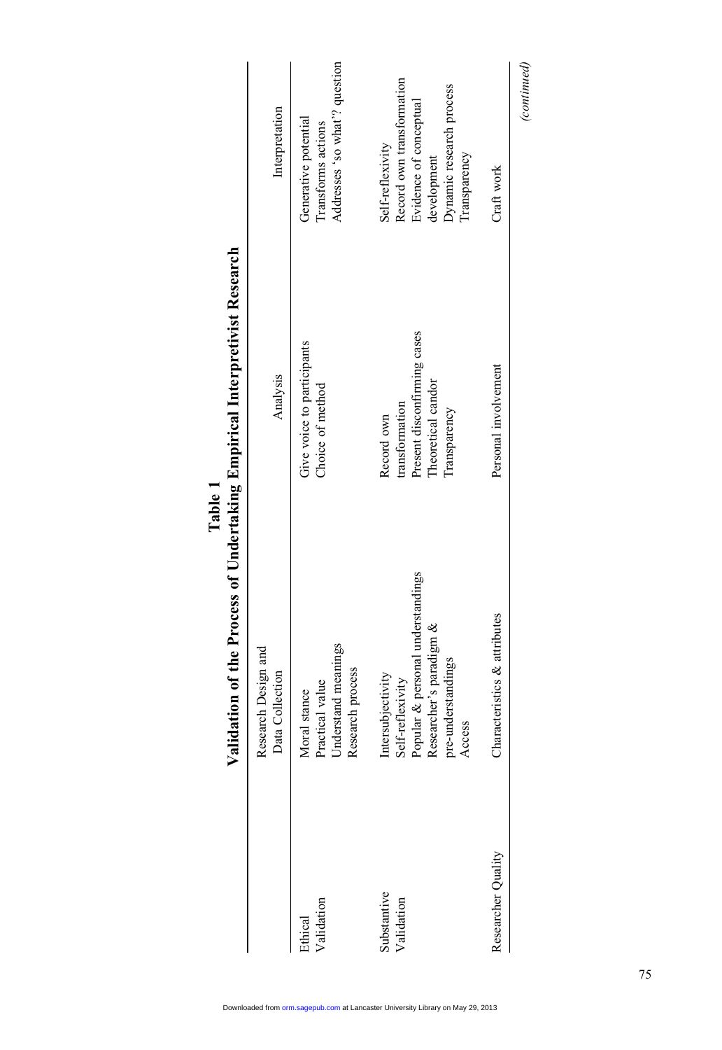**Table 1**

**Validation of the Process of Undertaking Empirical Interpretivist Research**

| | Research Design and Data Collection | Analysis | Interpretation |
|---|---|---|---|
| Ethical Validation | Moral stance<br>Practical value<br>Understand meanings<br>Research process | Give voice to participants<br>Choice of method | Generative potential<br>Transforms actions<br>Addresses 'so what'? question |
| Substantive Validation | Intersubjectivity<br>Self-reflexivity<br>Popular & personal understandings<br>Researcher's paradigm & pre-understandings<br>Access | Record own transformation<br>Present disconfirming cases<br>Theoretical candor<br>Transparency | Self-reflexivity<br>Record own transformation<br>Evidence of conceptual development<br>Dynamic research process<br>Transparency |
| Researcher Quality | Characteristics & attributes | Personal involvement | Craft work |

*(continued)*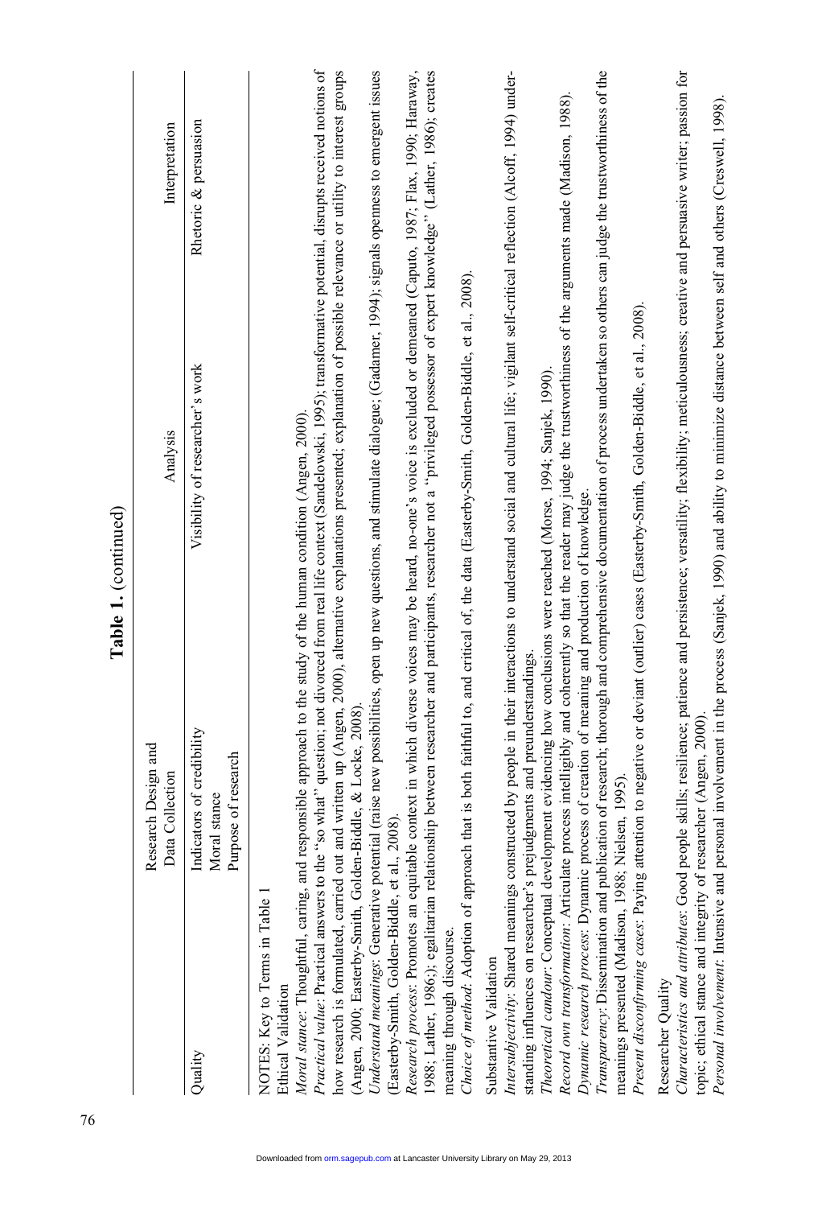**Table 1.** (continued)

| | Research Design and Data Collection | Analysis | Interpretation |
|---|---|---|---|
| Quality | Indicators of credibility<br>Moral stance<br>Purpose of research | Visibility of researcher's work | Rhetoric & persuasion |

NOTES: Key to Terms in Table 1

Ethical Validation

*Moral stance*: Thoughtful, caring, and responsible approach to the study of the human condition (Angen, 2000).

*Practical value*: Practical answers to the "so what" question; not divorced from real life context (Sandelowski, 1995); transformative potential, disrupts received notions of how research is formulated, carried out and written up (Angen, 2000), alternative explanations presented; explanation of possible relevance or utility to interest groups (Angen, 2000; Easterby-Smith, Golden-Biddle, & Locke, 2008).

*Understand meanings*: Generative potential (raise new possibilities, open up new questions, and stimulate dialogue; (Gadamer, 1994); signals openness to emergent issues (Easterby-Smith, Golden-Biddle, et al., 2008).

*Research process*: Promotes an equitable context in which diverse voices may be heard, no-one's voice is excluded or demeaned (Caputo, 1987; Flax, 1990; Haraway, 1988; Lather, 1986;); egalitarian relationship between researcher and participants, researcher not a "privileged possessor of expert knowledge" (Lather, 1986); creates meaning through discourse.

*Choice of method*: Adoption of approach that is both faithful to, and critical of, the data (Easterby-Smith, Golden-Biddle, et al., 2008).

Substantive Validation

*Intersubjectivity*: Shared meanings constructed by people in their interactions to understand social and cultural life; vigilant self-critical reflection (Alcoff, 1994) understanding influences on researcher's prejudgments and preunderstandings.

*Theoretical candour*: Conceptual development evidencing how conclusions were reached (Morse, 1994; Sanjek, 1990).

*Record own transformation*: Articulate process intelligibly and coherently so that the reader may judge the trustworthiness of the arguments made (Madison, 1988).

*Dynamic research process*: Dynamic process of creation of meaning and production of knowledge.

*Transparency*: Dissemination and publication of research; thorough and comprehensive documentation of process undertaken so others can judge the trustworthiness of the meanings presented (Madison, 1988; Nielsen, 1995).

*Present disconfirming cases*: Paying attention to negative or deviant (outlier) cases (Easterby-Smith, Golden-Biddle, et al., 2008).

Researcher Quality

*Characteristics and attributes*: Good people skills; resilience; patience and persistence; versatility; flexibility; meticulousness; creative and persuasive writer; passion for topic; ethical stance and integrity of researcher (Angen, 2000).

*Personal involvement*: Intensive and personal involvement in the process (Sanjek, 1990) and ability to minimize distance between self and others (Creswell, 1998).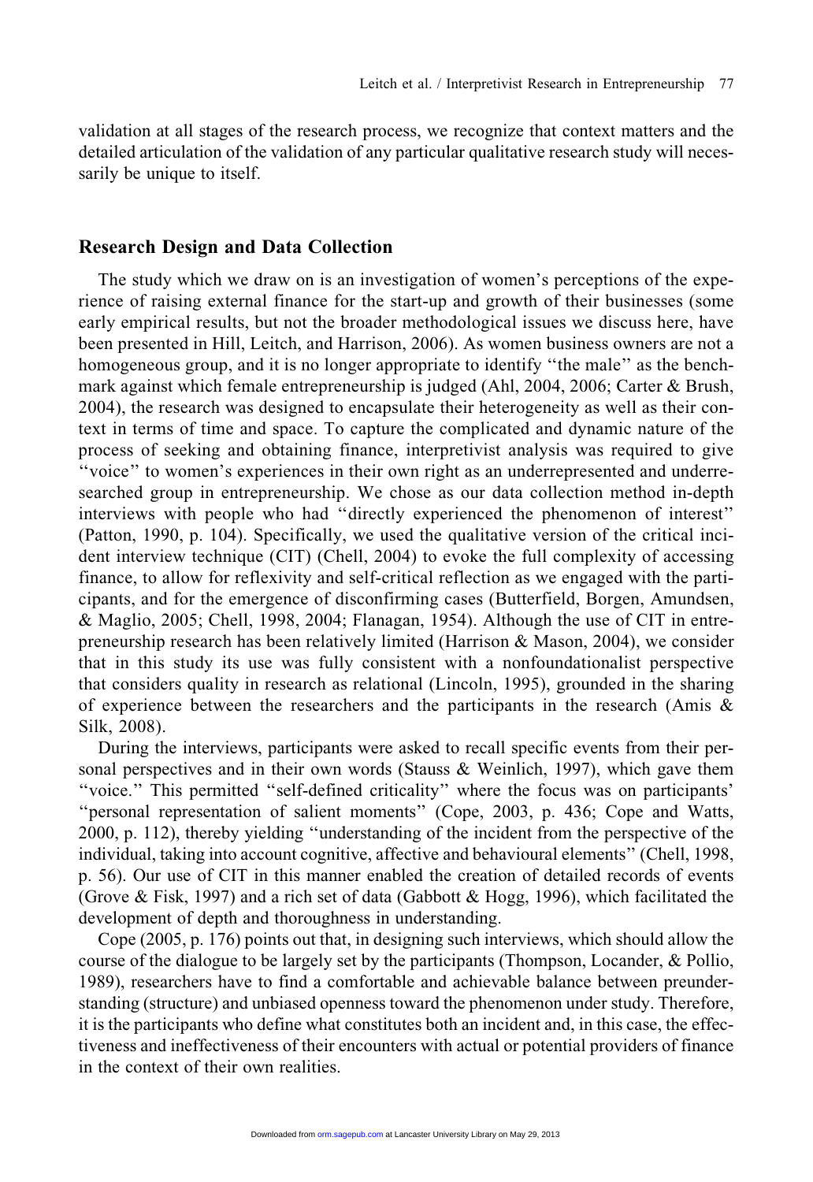validation at all stages of the research process, we recognize that context matters and the detailed articulation of the validation of any particular qualitative research study will necessarily be unique to itself.

## Research Design and Data Collection

The study which we draw on is an investigation of women's perceptions of the experience of raising external finance for the start-up and growth of their businesses (some early empirical results, but not the broader methodological issues we discuss here, have been presented in Hill, Leitch, and Harrison, 2006). As women business owners are not a homogeneous group, and it is no longer appropriate to identify ''the male'' as the benchmark against which female entrepreneurship is judged (Ahl, 2004, 2006; Carter & Brush, 2004), the research was designed to encapsulate their heterogeneity as well as their context in terms of time and space. To capture the complicated and dynamic nature of the process of seeking and obtaining finance, interpretivist analysis was required to give ''voice'' to women's experiences in their own right as an underrepresented and underresearched group in entrepreneurship. We chose as our data collection method in-depth interviews with people who had ''directly experienced the phenomenon of interest'' (Patton, 1990, p. 104). Specifically, we used the qualitative version of the critical incident interview technique (CIT) (Chell, 2004) to evoke the full complexity of accessing finance, to allow for reflexivity and self-critical reflection as we engaged with the participants, and for the emergence of disconfirming cases (Butterfield, Borgen, Amundsen, & Maglio, 2005; Chell, 1998, 2004; Flanagan, 1954). Although the use of CIT in entrepreneurship research has been relatively limited (Harrison & Mason, 2004), we consider that in this study its use was fully consistent with a nonfoundationalist perspective that considers quality in research as relational (Lincoln, 1995), grounded in the sharing of experience between the researchers and the participants in the research (Amis & Silk, 2008).

During the interviews, participants were asked to recall specific events from their personal perspectives and in their own words (Stauss & Weinlich, 1997), which gave them ''voice.'' This permitted ''self-defined criticality'' where the focus was on participants' ''personal representation of salient moments'' (Cope, 2003, p. 436; Cope and Watts, 2000, p. 112), thereby yielding ''understanding of the incident from the perspective of the individual, taking into account cognitive, affective and behavioural elements'' (Chell, 1998, p. 56). Our use of CIT in this manner enabled the creation of detailed records of events (Grove & Fisk, 1997) and a rich set of data (Gabbott & Hogg, 1996), which facilitated the development of depth and thoroughness in understanding.

Cope (2005, p. 176) points out that, in designing such interviews, which should allow the course of the dialogue to be largely set by the participants (Thompson, Locander, & Pollio, 1989), researchers have to find a comfortable and achievable balance between preunderstanding (structure) and unbiased openness toward the phenomenon under study. Therefore, it is the participants who define what constitutes both an incident and, in this case, the effectiveness and ineffectiveness of their encounters with actual or potential providers of finance in the context of their own realities.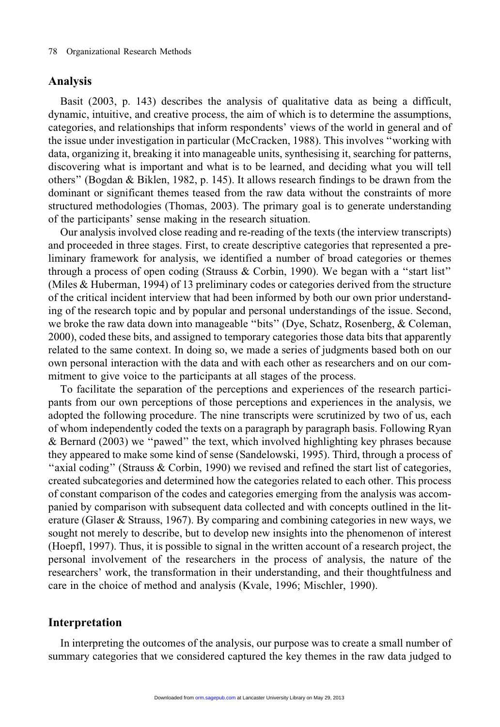## Analysis

Basit (2003, p. 143) describes the analysis of qualitative data as being a difficult, dynamic, intuitive, and creative process, the aim of which is to determine the assumptions, categories, and relationships that inform respondents' views of the world in general and of the issue under investigation in particular (McCracken, 1988). This involves "working with data, organizing it, breaking it into manageable units, synthesising it, searching for patterns, discovering what is important and what is to be learned, and deciding what you will tell others" (Bogdan & Biklen, 1982, p. 145). It allows research findings to be drawn from the dominant or significant themes teased from the raw data without the constraints of more structured methodologies (Thomas, 2003). The primary goal is to generate understanding of the participants' sense making in the research situation.

Our analysis involved close reading and re-reading of the texts (the interview transcripts) and proceeded in three stages. First, to create descriptive categories that represented a preliminary framework for analysis, we identified a number of broad categories or themes through a process of open coding (Strauss & Corbin, 1990). We began with a "start list" (Miles & Huberman, 1994) of 13 preliminary codes or categories derived from the structure of the critical incident interview that had been informed by both our own prior understanding of the research topic and by popular and personal understandings of the issue. Second, we broke the raw data down into manageable "bits" (Dye, Schatz, Rosenberg, & Coleman, 2000), coded these bits, and assigned to temporary categories those data bits that apparently related to the same context. In doing so, we made a series of judgments based both on our own personal interaction with the data and with each other as researchers and on our commitment to give voice to the participants at all stages of the process.

To facilitate the separation of the perceptions and experiences of the research participants from our own perceptions of those perceptions and experiences in the analysis, we adopted the following procedure. The nine transcripts were scrutinized by two of us, each of whom independently coded the texts on a paragraph by paragraph basis. Following Ryan & Bernard (2003) we "pawed" the text, which involved highlighting key phrases because they appeared to make some kind of sense (Sandelowski, 1995). Third, through a process of "axial coding" (Strauss & Corbin, 1990) we revised and refined the start list of categories, created subcategories and determined how the categories related to each other. This process of constant comparison of the codes and categories emerging from the analysis was accompanied by comparison with subsequent data collected and with concepts outlined in the literature (Glaser & Strauss, 1967). By comparing and combining categories in new ways, we sought not merely to describe, but to develop new insights into the phenomenon of interest (Hoepfl, 1997). Thus, it is possible to signal in the written account of a research project, the personal involvement of the researchers in the process of analysis, the nature of the researchers' work, the transformation in their understanding, and their thoughtfulness and care in the choice of method and analysis (Kvale, 1996; Mischler, 1990).

## Interpretation

In interpreting the outcomes of the analysis, our purpose was to create a small number of summary categories that we considered captured the key themes in the raw data judged to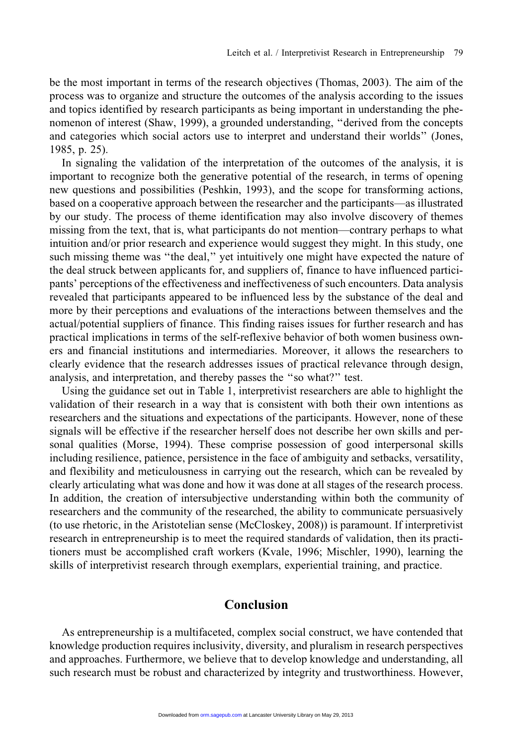be the most important in terms of the research objectives (Thomas, 2003). The aim of the process was to organize and structure the outcomes of the analysis according to the issues and topics identified by research participants as being important in understanding the phenomenon of interest (Shaw, 1999), a grounded understanding, ''derived from the concepts and categories which social actors use to interpret and understand their worlds'' (Jones, 1985, p. 25).

In signaling the validation of the interpretation of the outcomes of the analysis, it is important to recognize both the generative potential of the research, in terms of opening new questions and possibilities (Peshkin, 1993), and the scope for transforming actions, based on a cooperative approach between the researcher and the participants—as illustrated by our study. The process of theme identification may also involve discovery of themes missing from the text, that is, what participants do not mention—contrary perhaps to what intuition and/or prior research and experience would suggest they might. In this study, one such missing theme was ''the deal,'' yet intuitively one might have expected the nature of the deal struck between applicants for, and suppliers of, finance to have influenced participants' perceptions of the effectiveness and ineffectiveness of such encounters. Data analysis revealed that participants appeared to be influenced less by the substance of the deal and more by their perceptions and evaluations of the interactions between themselves and the actual/potential suppliers of finance. This finding raises issues for further research and has practical implications in terms of the self-reflexive behavior of both women business owners and financial institutions and intermediaries. Moreover, it allows the researchers to clearly evidence that the research addresses issues of practical relevance through design, analysis, and interpretation, and thereby passes the ''so what?'' test.

Using the guidance set out in Table 1, interpretivist researchers are able to highlight the validation of their research in a way that is consistent with both their own intentions as researchers and the situations and expectations of the participants. However, none of these signals will be effective if the researcher herself does not describe her own skills and personal qualities (Morse, 1994). These comprise possession of good interpersonal skills including resilience, patience, persistence in the face of ambiguity and setbacks, versatility, and flexibility and meticulousness in carrying out the research, which can be revealed by clearly articulating what was done and how it was done at all stages of the research process. In addition, the creation of intersubjective understanding within both the community of researchers and the community of the researched, the ability to communicate persuasively (to use rhetoric, in the Aristotelian sense (McCloskey, 2008)) is paramount. If interpretivist research in entrepreneurship is to meet the required standards of validation, then its practitioners must be accomplished craft workers (Kvale, 1996; Mischler, 1990), learning the skills of interpretivist research through exemplars, experiential training, and practice.

## Conclusion

As entrepreneurship is a multifaceted, complex social construct, we have contended that knowledge production requires inclusivity, diversity, and pluralism in research perspectives and approaches. Furthermore, we believe that to develop knowledge and understanding, all such research must be robust and characterized by integrity and trustworthiness. However,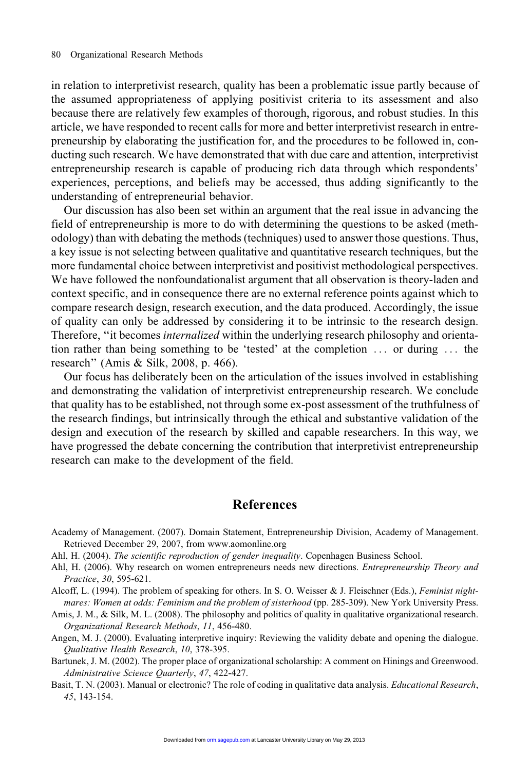in relation to interpretivist research, quality has been a problematic issue partly because of the assumed appropriateness of applying positivist criteria to its assessment and also because there are relatively few examples of thorough, rigorous, and robust studies. In this article, we have responded to recent calls for more and better interpretivist research in entrepreneurship by elaborating the justification for, and the procedures to be followed in, conducting such research. We have demonstrated that with due care and attention, interpretivist entrepreneurship research is capable of producing rich data through which respondents' experiences, perceptions, and beliefs may be accessed, thus adding significantly to the understanding of entrepreneurial behavior.

Our discussion has also been set within an argument that the real issue in advancing the field of entrepreneurship is more to do with determining the questions to be asked (methodology) than with debating the methods (techniques) used to answer those questions. Thus, a key issue is not selecting between qualitative and quantitative research techniques, but the more fundamental choice between interpretivist and positivist methodological perspectives. We have followed the nonfoundationalist argument that all observation is theory-laden and context specific, and in consequence there are no external reference points against which to compare research design, research execution, and the data produced. Accordingly, the issue of quality can only be addressed by considering it to be intrinsic to the research design. Therefore, "it becomes *internalized* within the underlying research philosophy and orientation rather than being something to be 'tested' at the completion . . . or during . . . the research" (Amis & Silk, 2008, p. 466).

Our focus has deliberately been on the articulation of the issues involved in establishing and demonstrating the validation of interpretivist entrepreneurship research. We conclude that quality has to be established, not through some ex-post assessment of the truthfulness of the research findings, but intrinsically through the ethical and substantive validation of the design and execution of the research by skilled and capable researchers. In this way, we have progressed the debate concerning the contribution that interpretivist entrepreneurship research can make to the development of the field.

## References

Academy of Management. (2007). Domain Statement, Entrepreneurship Division, Academy of Management. Retrieved December 29, 2007, from www.aomonline.org

Ahl, H. (2004). *The scientific reproduction of gender inequality*. Copenhagen Business School.

Ahl, H. (2006). Why research on women entrepreneurs needs new directions. *Entrepreneurship Theory and Practice*, *30*, 595-621.

Alcoff, L. (1994). The problem of speaking for others. In S. O. Weisser & J. Fleischner (Eds.), *Feminist nightmares: Women at odds: Feminism and the problem of sisterhood* (pp. 285-309). New York University Press.

Amis, J. M., & Silk, M. L. (2008). The philosophy and politics of quality in qualitative organizational research. *Organizational Research Methods*, *11*, 456-480.

Angen, M. J. (2000). Evaluating interpretive inquiry: Reviewing the validity debate and opening the dialogue. *Qualitative Health Research*, *10*, 378-395.

Bartunek, J. M. (2002). The proper place of organizational scholarship: A comment on Hinings and Greenwood. *Administrative Science Quarterly*, *47*, 422-427.

Basit, T. N. (2003). Manual or electronic? The role of coding in qualitative data analysis. *Educational Research*, *45*, 143-154.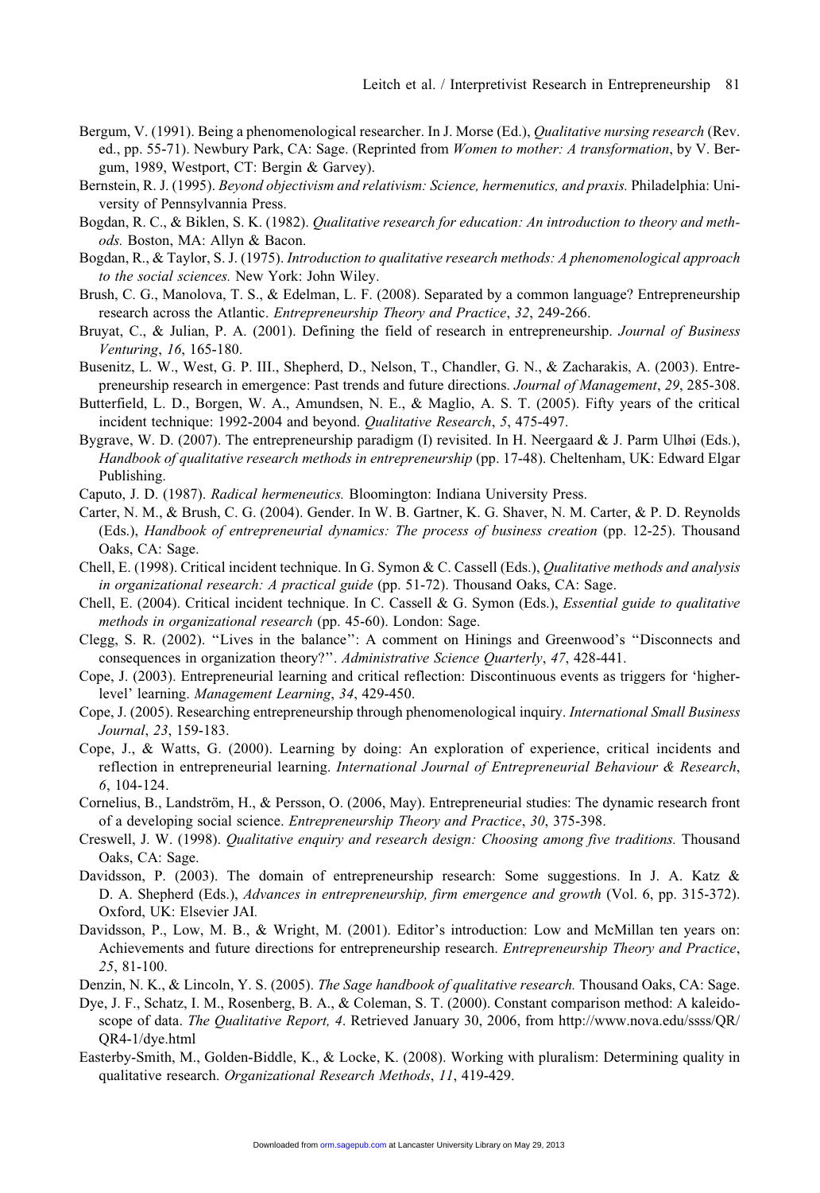Bergum, V. (1991). Being a phenomenological researcher. In J. Morse (Ed.), *Qualitative nursing research* (Rev. ed., pp. 55-71). Newbury Park, CA: Sage. (Reprinted from *Women to mother: A transformation*, by V. Bergum, 1989, Westport, CT: Bergin & Garvey).

Bernstein, R. J. (1995). *Beyond objectivism and relativism: Science, hermenutics, and praxis.* Philadelphia: University of Pennsylvannia Press.

Bogdan, R. C., & Biklen, S. K. (1982). *Qualitative research for education: An introduction to theory and methods.* Boston, MA: Allyn & Bacon.

Bogdan, R., & Taylor, S. J. (1975). *Introduction to qualitative research methods: A phenomenological approach to the social sciences.* New York: John Wiley.

Brush, C. G., Manolova, T. S., & Edelman, L. F. (2008). Separated by a common language? Entrepreneurship research across the Atlantic. *Entrepreneurship Theory and Practice*, *32*, 249-266.

Bruyat, C., & Julian, P. A. (2001). Defining the field of research in entrepreneurship. *Journal of Business Venturing*, *16*, 165-180.

Busenitz, L. W., West, G. P. III., Shepherd, D., Nelson, T., Chandler, G. N., & Zacharakis, A. (2003). Entrepreneurship research in emergence: Past trends and future directions. *Journal of Management*, *29*, 285-308.

Butterfield, L. D., Borgen, W. A., Amundsen, N. E., & Maglio, A. S. T. (2005). Fifty years of the critical incident technique: 1992-2004 and beyond. *Qualitative Research*, *5*, 475-497.

Bygrave, W. D. (2007). The entrepreneurship paradigm (I) revisited. In H. Neergaard & J. Parm Ulhøi (Eds.), *Handbook of qualitative research methods in entrepreneurship* (pp. 17-48). Cheltenham, UK: Edward Elgar Publishing.

Caputo, J. D. (1987). *Radical hermeneutics.* Bloomington: Indiana University Press.

Carter, N. M., & Brush, C. G. (2004). Gender. In W. B. Gartner, K. G. Shaver, N. M. Carter, & P. D. Reynolds (Eds.), *Handbook of entrepreneurial dynamics: The process of business creation* (pp. 12-25). Thousand Oaks, CA: Sage.

Chell, E. (1998). Critical incident technique. In G. Symon & C. Cassell (Eds.), *Qualitative methods and analysis in organizational research: A practical guide* (pp. 51-72). Thousand Oaks, CA: Sage.

Chell, E. (2004). Critical incident technique. In C. Cassell & G. Symon (Eds.), *Essential guide to qualitative methods in organizational research* (pp. 45-60). London: Sage.

Clegg, S. R. (2002). ''Lives in the balance'': A comment on Hinings and Greenwood's ''Disconnects and consequences in organization theory?''. *Administrative Science Quarterly*, *47*, 428-441.

Cope, J. (2003). Entrepreneurial learning and critical reflection: Discontinuous events as triggers for 'higher-level' learning. *Management Learning*, *34*, 429-450.

Cope, J. (2005). Researching entrepreneurship through phenomenological inquiry. *International Small Business Journal*, *23*, 159-183.

Cope, J., & Watts, G. (2000). Learning by doing: An exploration of experience, critical incidents and reflection in entrepreneurial learning. *International Journal of Entrepreneurial Behaviour & Research*, *6*, 104-124.

Cornelius, B., Landström, H., & Persson, O. (2006, May). Entrepreneurial studies: The dynamic research front of a developing social science. *Entrepreneurship Theory and Practice*, *30*, 375-398.

Creswell, J. W. (1998). *Qualitative enquiry and research design: Choosing among five traditions.* Thousand Oaks, CA: Sage.

Davidsson, P. (2003). The domain of entrepreneurship research: Some suggestions. In J. A. Katz & D. A. Shepherd (Eds.), *Advances in entrepreneurship, firm emergence and growth* (Vol. 6, pp. 315-372). Oxford, UK: Elsevier JAI.

Davidsson, P., Low, M. B., & Wright, M. (2001). Editor's introduction: Low and McMillan ten years on: Achievements and future directions for entrepreneurship research. *Entrepreneurship Theory and Practice*, *25*, 81-100.

Denzin, N. K., & Lincoln, Y. S. (2005). *The Sage handbook of qualitative research.* Thousand Oaks, CA: Sage.

Dye, J. F., Schatz, I. M., Rosenberg, B. A., & Coleman, S. T. (2000). Constant comparison method: A kaleidoscope of data. *The Qualitative Report, 4*. Retrieved January 30, 2006, from http://www.nova.edu/ssss/QR/QR4-1/dye.html

Easterby-Smith, M., Golden-Biddle, K., & Locke, K. (2008). Working with pluralism: Determining quality in qualitative research. *Organizational Research Methods*, *11*, 419-429.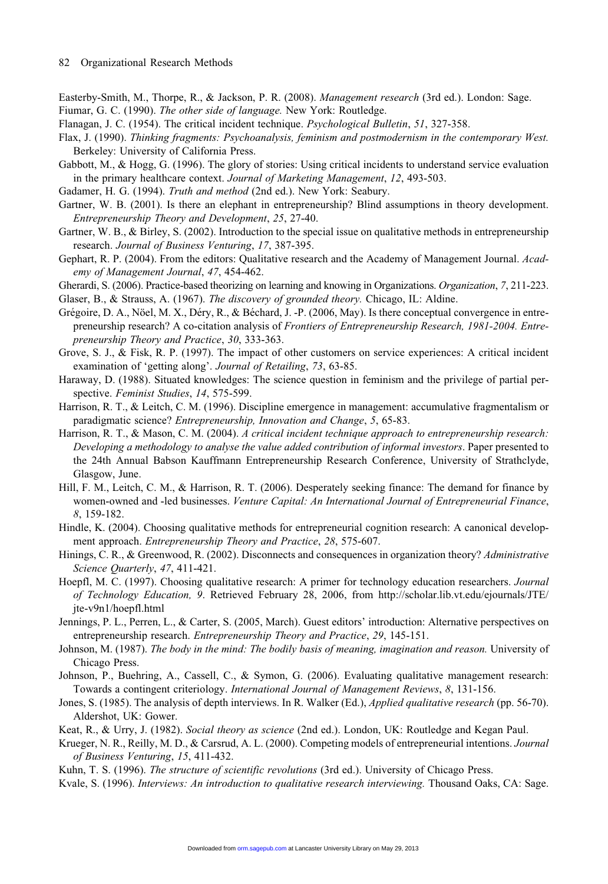Easterby-Smith, M., Thorpe, R., & Jackson, P. R. (2008). *Management research* (3rd ed.). London: Sage.

Fiumar, G. C. (1990). *The other side of language.* New York: Routledge.

Flanagan, J. C. (1954). The critical incident technique. *Psychological Bulletin*, *51*, 327-358.

Flax, J. (1990). *Thinking fragments: Psychoanalysis, feminism and postmodernism in the contemporary West.* Berkeley: University of California Press.

Gabbott, M., & Hogg, G. (1996). The glory of stories: Using critical incidents to understand service evaluation in the primary healthcare context. *Journal of Marketing Management*, *12*, 493-503.

Gadamer, H. G. (1994). *Truth and method* (2nd ed.). New York: Seabury.

Gartner, W. B. (2001). Is there an elephant in entrepreneurship? Blind assumptions in theory development. *Entrepreneurship Theory and Development*, *25*, 27-40.

Gartner, W. B., & Birley, S. (2002). Introduction to the special issue on qualitative methods in entrepreneurship research. *Journal of Business Venturing*, *17*, 387-395.

Gephart, R. P. (2004). From the editors: Qualitative research and the Academy of Management Journal. *Academy of Management Journal*, *47*, 454-462.

Gherardi, S. (2006). Practice-based theorizing on learning and knowing in Organizations. *Organization*, *7*, 211-223.

Glaser, B., & Strauss, A. (1967). *The discovery of grounded theory.* Chicago, IL: Aldine.

Grégoire, D. A., Nöel, M. X., Déry, R., & Béchard, J. -P. (2006, May). Is there conceptual convergence in entrepreneurship research? A co-citation analysis of *Frontiers of Entrepreneurship Research, 1981-2004. Entrepreneurship Theory and Practice*, *30*, 333-363.

Grove, S. J., & Fisk, R. P. (1997). The impact of other customers on service experiences: A critical incident examination of 'getting along'. *Journal of Retailing*, *73*, 63-85.

Haraway, D. (1988). Situated knowledges: The science question in feminism and the privilege of partial perspective. *Feminist Studies*, *14*, 575-599.

Harrison, R. T., & Leitch, C. M. (1996). Discipline emergence in management: accumulative fragmentalism or paradigmatic science? *Entrepreneurship, Innovation and Change*, *5*, 65-83.

Harrison, R. T., & Mason, C. M. (2004). *A critical incident technique approach to entrepreneurship research: Developing a methodology to analyse the value added contribution of informal investors*. Paper presented to the 24th Annual Babson Kauffmann Entrepreneurship Research Conference, University of Strathclyde, Glasgow, June.

Hill, F. M., Leitch, C. M., & Harrison, R. T. (2006). Desperately seeking finance: The demand for finance by women-owned and -led businesses. *Venture Capital: An International Journal of Entrepreneurial Finance*, *8*, 159-182.

Hindle, K. (2004). Choosing qualitative methods for entrepreneurial cognition research: A canonical development approach. *Entrepreneurship Theory and Practice*, *28*, 575-607.

Hinings, C. R., & Greenwood, R. (2002). Disconnects and consequences in organization theory? *Administrative Science Quarterly*, *47*, 411-421.

Hoepfl, M. C. (1997). Choosing qualitative research: A primer for technology education researchers. *Journal of Technology Education, 9*. Retrieved February 28, 2006, from http://scholar.lib.vt.edu/ejournals/JTE/jte-v9n1/hoepfl.html

Jennings, P. L., Perren, L., & Carter, S. (2005, March). Guest editors' introduction: Alternative perspectives on entrepreneurship research. *Entrepreneurship Theory and Practice*, *29*, 145-151.

Johnson, M. (1987). *The body in the mind: The bodily basis of meaning, imagination and reason.* University of Chicago Press.

Johnson, P., Buehring, A., Cassell, C., & Symon, G. (2006). Evaluating qualitative management research: Towards a contingent criteriology. *International Journal of Management Reviews*, *8*, 131-156.

Jones, S. (1985). The analysis of depth interviews. In R. Walker (Ed.), *Applied qualitative research* (pp. 56-70). Aldershot, UK: Gower.

Keat, R., & Urry, J. (1982). *Social theory as science* (2nd ed.). London, UK: Routledge and Kegan Paul.

Krueger, N. R., Reilly, M. D., & Carsrud, A. L. (2000). Competing models of entrepreneurial intentions. *Journal of Business Venturing*, *15*, 411-432.

Kuhn, T. S. (1996). *The structure of scientific revolutions* (3rd ed.). University of Chicago Press.

Kvale, S. (1996). *Interviews: An introduction to qualitative research interviewing.* Thousand Oaks, CA: Sage.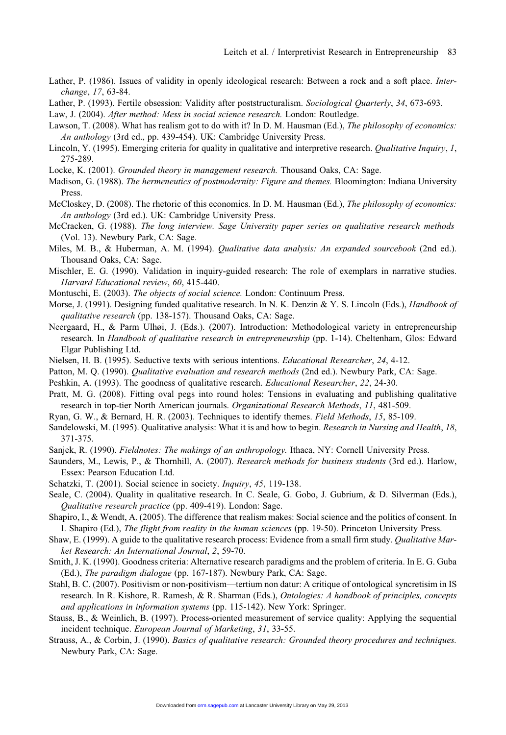Lather, P. (1986). Issues of validity in openly ideological research: Between a rock and a soft place. *Interchange*, *17*, 63-84.

Lather, P. (1993). Fertile obsession: Validity after poststructuralism. *Sociological Quarterly*, *34*, 673-693.

Law, J. (2004). *After method: Mess in social science research.* London: Routledge.

Lawson, T. (2008). What has realism got to do with it? In D. M. Hausman (Ed.), *The philosophy of economics: An anthology* (3rd ed., pp. 439-454). UK: Cambridge University Press.

Lincoln, Y. (1995). Emerging criteria for quality in qualitative and interpretive research. *Qualitative Inquiry*, *1*, 275-289.

Locke, K. (2001). *Grounded theory in management research.* Thousand Oaks, CA: Sage.

Madison, G. (1988). *The hermeneutics of postmodernity: Figure and themes.* Bloomington: Indiana University Press.

McCloskey, D. (2008). The rhetoric of this economics. In D. M. Hausman (Ed.), *The philosophy of economics: An anthology* (3rd ed.). UK: Cambridge University Press.

McCracken, G. (1988). *The long interview. Sage University paper series on qualitative research methods* (Vol. 13). Newbury Park, CA: Sage.

Miles, M. B., & Huberman, A. M. (1994). *Qualitative data analysis: An expanded sourcebook* (2nd ed.). Thousand Oaks, CA: Sage.

Mischler, E. G. (1990). Validation in inquiry-guided research: The role of exemplars in narrative studies. *Harvard Educational review*, *60*, 415-440.

Montuschi, E. (2003). *The objects of social science.* London: Continuum Press.

Morse, J. (1991). Designing funded qualitative research. In N. K. Denzin & Y. S. Lincoln (Eds.), *Handbook of qualitative research* (pp. 138-157). Thousand Oaks, CA: Sage.

Neergaard, H., & Parm Ulhøi, J. (Eds.). (2007). Introduction: Methodological variety in entrepreneurship research. In *Handbook of qualitative research in entrepreneurship* (pp. 1-14). Cheltenham, Glos: Edward Elgar Publishing Ltd.

Nielsen, H. B. (1995). Seductive texts with serious intentions. *Educational Researcher*, *24*, 4-12.

Patton, M. Q. (1990). *Qualitative evaluation and research methods* (2nd ed.). Newbury Park, CA: Sage.

Peshkin, A. (1993). The goodness of qualitative research. *Educational Researcher*, *22*, 24-30.

Pratt, M. G. (2008). Fitting oval pegs into round holes: Tensions in evaluating and publishing qualitative research in top-tier North American journals. *Organizational Research Methods*, *11*, 481-509.

Ryan, G. W., & Bernard, H. R. (2003). Techniques to identify themes. *Field Methods*, *15*, 85-109.

Sandelowski, M. (1995). Qualitative analysis: What it is and how to begin. *Research in Nursing and Health*, *18*, 371-375.

Sanjek, R. (1990). *Fieldnotes: The makings of an anthropology.* Ithaca, NY: Cornell University Press.

Saunders, M., Lewis, P., & Thornhill, A. (2007). *Research methods for business students* (3rd ed.). Harlow, Essex: Pearson Education Ltd.

Schatzki, T. (2001). Social science in society. *Inquiry*, *45*, 119-138.

Seale, C. (2004). Quality in qualitative research. In C. Seale, G. Gobo, J. Gubrium, & D. Silverman (Eds.), *Qualitative research practice* (pp. 409-419). London: Sage.

Shapiro, I., & Wendt, A. (2005). The difference that realism makes: Social science and the politics of consent. In I. Shapiro (Ed.), *The flight from reality in the human sciences* (pp. 19-50). Princeton University Press.

Shaw, E. (1999). A guide to the qualitative research process: Evidence from a small firm study. *Qualitative Market Research: An International Journal*, *2*, 59-70.

Smith, J. K. (1990). Goodness criteria: Alternative research paradigms and the problem of criteria. In E. G. Guba (Ed.), *The paradigm dialogue* (pp. 167-187). Newbury Park, CA: Sage.

Stahl, B. C. (2007). Positivism or non-positivism—tertium non datur: A critique of ontological syncretisim in IS research. In R. Kishore, R. Ramesh, & R. Sharman (Eds.), *Ontologies: A handbook of principles, concepts and applications in information systems* (pp. 115-142). New York: Springer.

Stauss, B., & Weinlich, B. (1997). Process-oriented measurement of service quality: Applying the sequential incident technique. *European Journal of Marketing*, *31*, 33-55.

Strauss, A., & Corbin, J. (1990). *Basics of qualitative research: Grounded theory procedures and techniques.* Newbury Park, CA: Sage.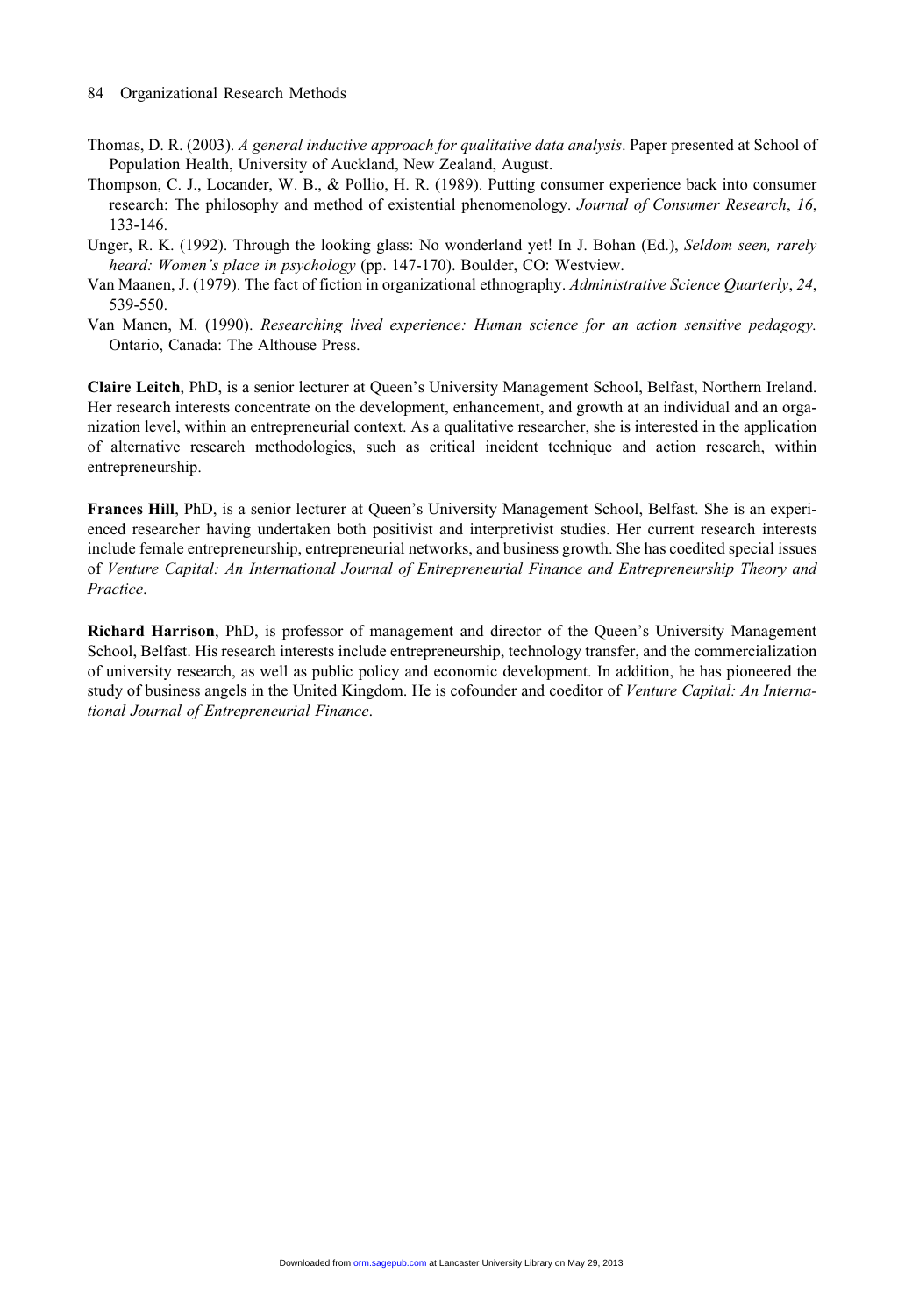Thomas, D. R. (2003). *A general inductive approach for qualitative data analysis*. Paper presented at School of Population Health, University of Auckland, New Zealand, August.

Thompson, C. J., Locander, W. B., & Pollio, H. R. (1989). Putting consumer experience back into consumer research: The philosophy and method of existential phenomenology. *Journal of Consumer Research*, *16*, 133-146.

Unger, R. K. (1992). Through the looking glass: No wonderland yet! In J. Bohan (Ed.), *Seldom seen, rarely heard: Women's place in psychology* (pp. 147-170). Boulder, CO: Westview.

Van Maanen, J. (1979). The fact of fiction in organizational ethnography. *Administrative Science Quarterly*, *24*, 539-550.

Van Manen, M. (1990). *Researching lived experience: Human science for an action sensitive pedagogy.* Ontario, Canada: The Althouse Press.

**Claire Leitch**, PhD, is a senior lecturer at Queen's University Management School, Belfast, Northern Ireland. Her research interests concentrate on the development, enhancement, and growth at an individual and an organization level, within an entrepreneurial context. As a qualitative researcher, she is interested in the application of alternative research methodologies, such as critical incident technique and action research, within entrepreneurship.

**Frances Hill**, PhD, is a senior lecturer at Queen's University Management School, Belfast. She is an experienced researcher having undertaken both positivist and interpretivist studies. Her current research interests include female entrepreneurship, entrepreneurial networks, and business growth. She has coedited special issues of *Venture Capital: An International Journal of Entrepreneurial Finance and Entrepreneurship Theory and Practice*.

**Richard Harrison**, PhD, is professor of management and director of the Queen's University Management School, Belfast. His research interests include entrepreneurship, technology transfer, and the commercialization of university research, as well as public policy and economic development. In addition, he has pioneered the study of business angels in the United Kingdom. He is cofounder and coeditor of *Venture Capital: An International Journal of Entrepreneurial Finance*.